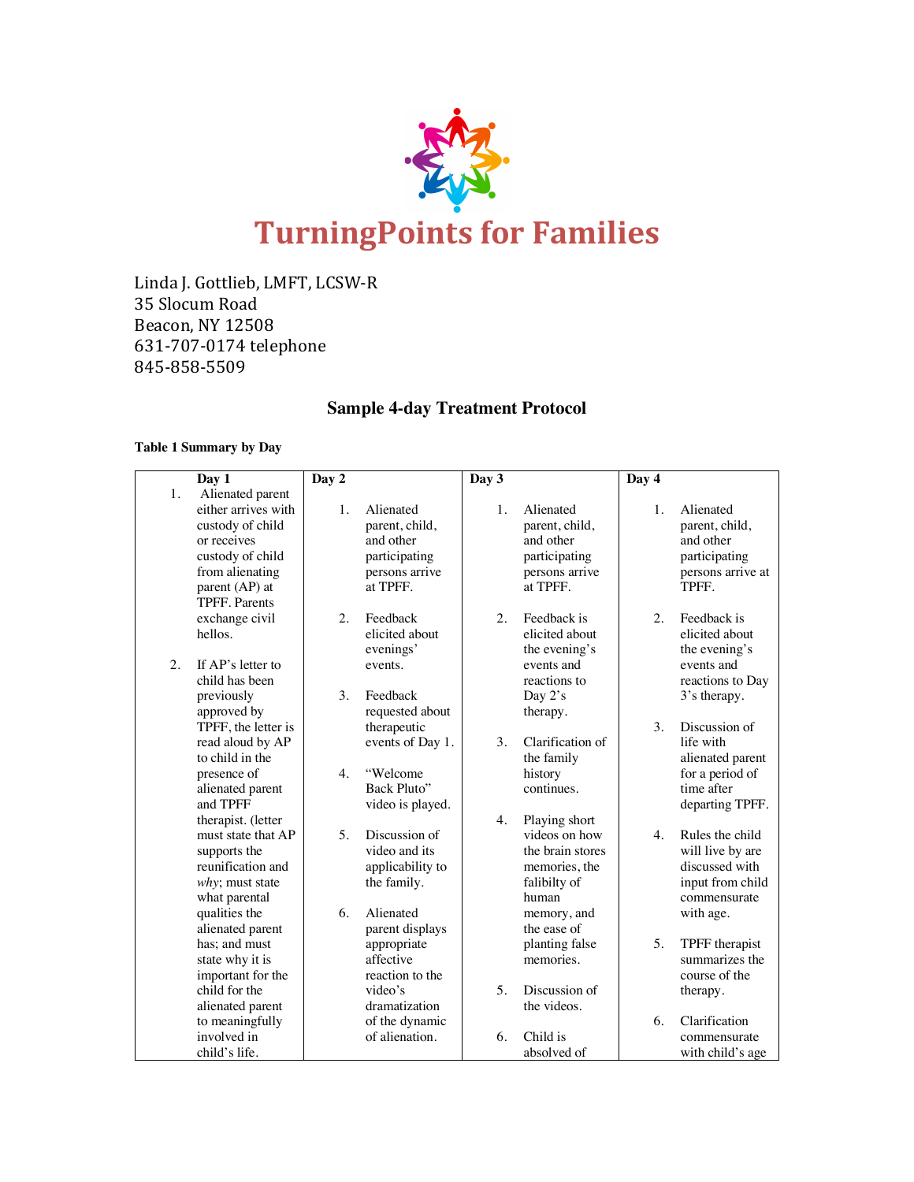# TurningPoints for Families

Linda J. Gottlieb, LMFT, LCSW-R
35 Slocum Road
Beacon, NY 12508
631-707-0174 telephone
845-858-5509

## Sample 4-day Treatment Protocol

**Table 1 Summary by Day**

| Day 1 | Day 2 | Day 3 | Day 4 |
|---|---|---|---|
| 1. Alienated parent either arrives with custody of child or receives custody of child from alienating parent (AP) at TPFF. Parents exchange civil hellos.<br><br>2. If AP's letter to child has been previously approved by TPFF, the letter is read aloud by AP to child in the presence of alienated parent and TPFF therapist. (letter must state that AP supports the reunification and *why*; must state what parental qualities the alienated parent has; and must state why it is important for the child for the alienated parent to meaningfully involved in child's life. | 1. Alienated parent, child, and other participating persons arrive at TPFF.<br><br>2. Feedback elicited about evenings' events.<br><br>3. Feedback requested about therapeutic events of Day 1.<br><br>4. "Welcome Back Pluto" video is played.<br><br>5. Discussion of video and its applicability to the family.<br><br>6. Alienated parent displays appropriate affective reaction to the video's dramatization of the dynamic of alienation. | 1. Alienated parent, child, and other participating persons arrive at TPFF.<br><br>2. Feedback is elicited about the evening's events and reactions to Day 2's therapy.<br><br>3. Clarification of the family history continues.<br><br>4. Playing short videos on how the brain stores memories, the falibilty of human memory, and the ease of planting false memories.<br><br>5. Discussion of the videos.<br><br>6. Child is absolved of | 1. Alienated parent, child, and other participating persons arrive at TPFF.<br><br>2. Feedback is elicited about the evening's events and reactions to Day 3's therapy.<br><br>3. Discussion of life with alienated parent for a period of time after departing TPFF.<br><br>4. Rules the child will live by are discussed with input from child commensurate with age.<br><br>5. TPFF therapist summarizes the course of the therapy.<br><br>6. Clarification commensurate with child's age |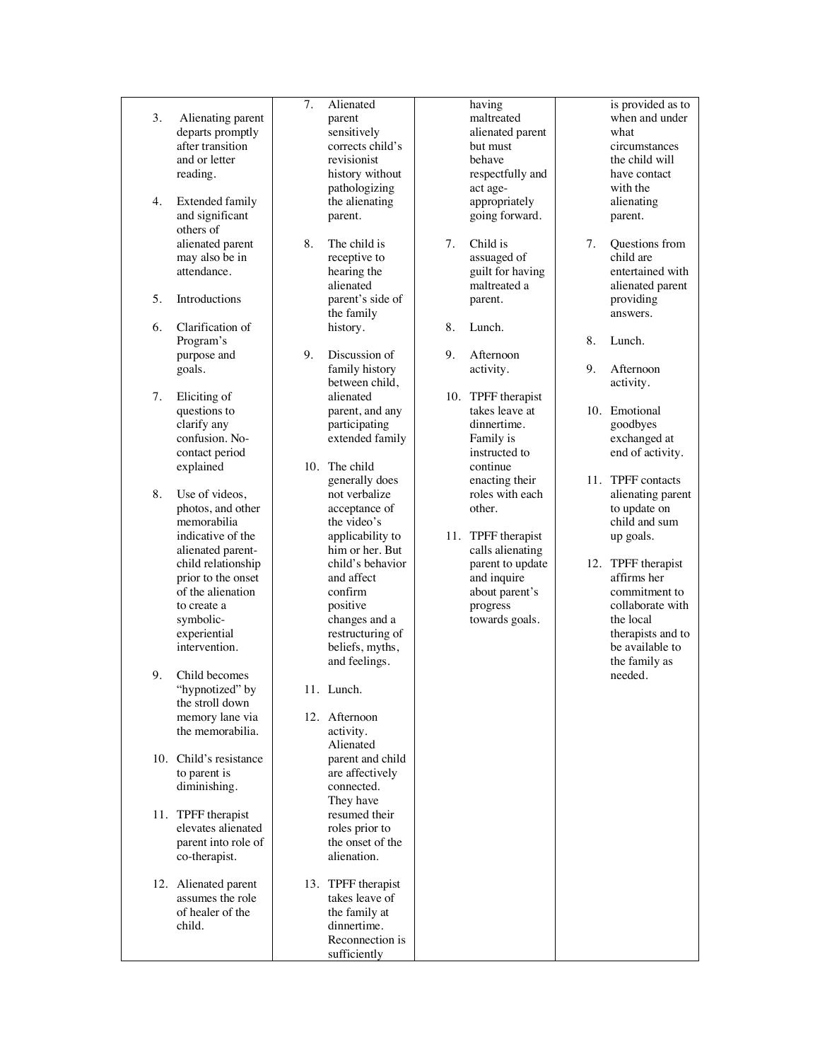| | | | |
|---|---|---|---|
| 3. Alienating parent departs promptly after transition and or letter reading.<br><br>4. Extended family and significant others of alienated parent may also be in attendance.<br><br>5. Introductions<br><br>6. Clarification of Program's purpose and goals.<br><br>7. Eliciting of questions to clarify any confusion. No-contact period explained<br><br>8. Use of videos, photos, and other memorabilia indicative of the alienated parent-child relationship prior to the onset of the alienation to create a symbolic-experiential intervention.<br><br>9. Child becomes "hypnotized" by the stroll down memory lane via the memorabilia.<br><br>10. Child's resistance to parent is diminishing.<br><br>11. TPFF therapist elevates alienated parent into role of co-therapist.<br><br>12. Alienated parent assumes the role of healer of the child. | 7. Alienated parent sensitively corrects child's revisionist history without pathologizing the alienating parent.<br><br>8. The child is receptive to hearing the alienated parent's side of the family history.<br><br>9. Discussion of family history between child, alienated parent, and any participating extended family<br><br>10. The child generally does not verbalize acceptance of the video's applicability to him or her. But child's behavior and affect confirm positive changes and a restructuring of beliefs, myths, and feelings.<br><br>11. Lunch.<br><br>12. Afternoon activity. Alienated parent and child are affectively connected. They have resumed their roles prior to the onset of the alienation.<br><br>13. TPFF therapist takes leave of the family at dinnertime. Reconnection is sufficiently | having maltreated alienated parent but must behave respectfully and act age-appropriately going forward.<br><br>7. Child is assuaged of guilt for having maltreated a parent.<br><br>8. Lunch.<br><br>9. Afternoon activity.<br><br>10. TPFF therapist takes leave at dinnertime. Family is instructed to continue enacting their roles with each other.<br><br>11. TPFF therapist calls alienating parent to update and inquire about parent's progress towards goals. | is provided as to when and under what circumstances the child will have contact with the alienating parent.<br><br>7. Questions from child are entertained with alienated parent providing answers.<br><br>8. Lunch.<br><br>9. Afternoon activity.<br><br>10. Emotional goodbyes exchanged at end of activity.<br><br>11. TPFF contacts alienating parent to update on child and sum up goals.<br><br>12. TPFF therapist affirms her commitment to collaborate with the local therapists and to be available to the family as needed. |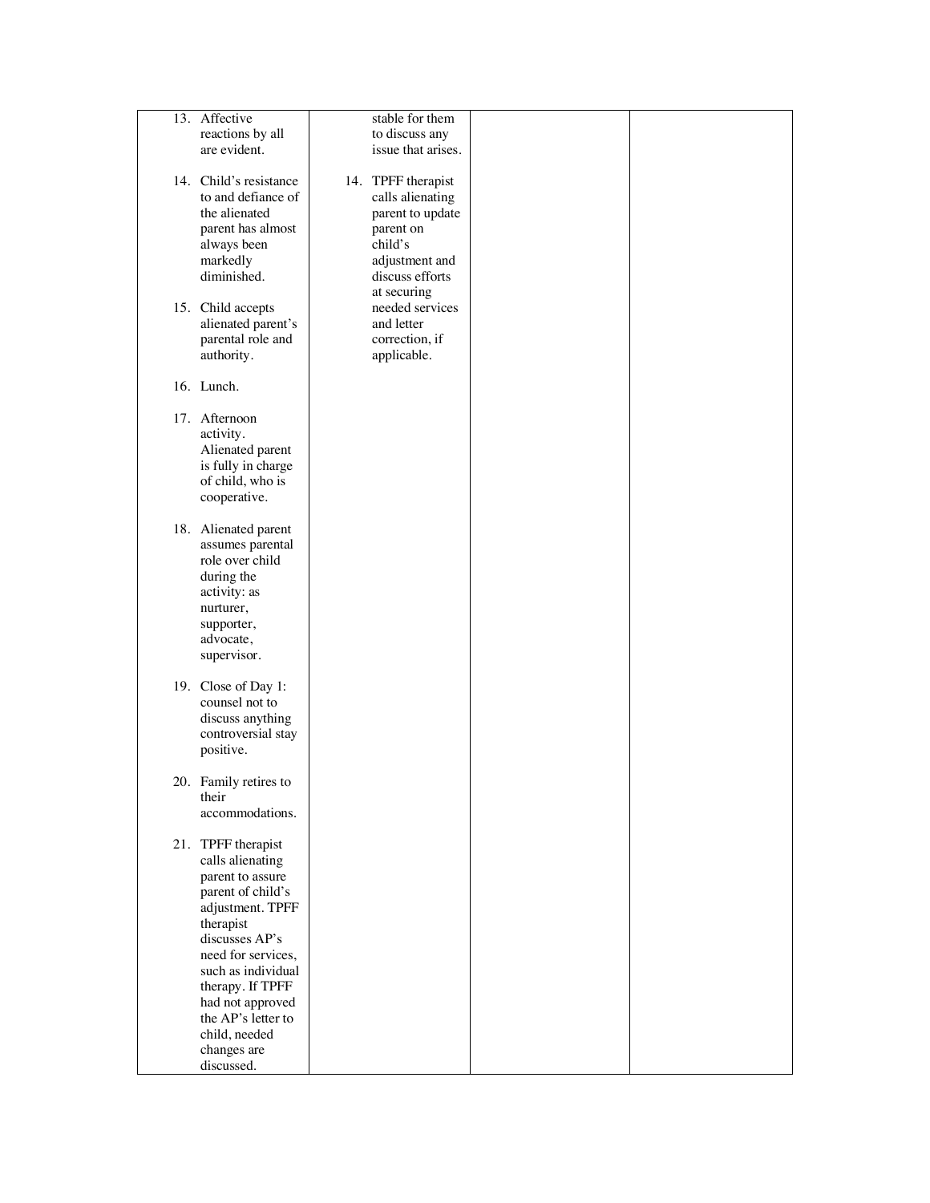| | | | |
|---|---|---|---|
| 13. Affective reactions by all are evident.<br><br>14. Child's resistance to and defiance of the alienated parent has almost always been markedly diminished.<br><br>15. Child accepts alienated parent's parental role and authority.<br><br>16. Lunch.<br><br>17. Afternoon activity. Alienated parent is fully in charge of child, who is cooperative.<br><br>18. Alienated parent assumes parental role over child during the activity: as nurturer, supporter, advocate, supervisor.<br><br>19. Close of Day 1: counsel not to discuss anything controversial stay positive.<br><br>20. Family retires to their accommodations.<br><br>21. TPFF therapist calls alienating parent to assure parent of child's adjustment. TPFF therapist discusses AP's need for services, such as individual therapy. If TPFF had not approved the AP's letter to child, needed changes are discussed. | stable for them to discuss any issue that arises.<br><br>14. TPFF therapist calls alienating parent to update parent on child's adjustment and discuss efforts at securing needed services and letter correction, if applicable. | | |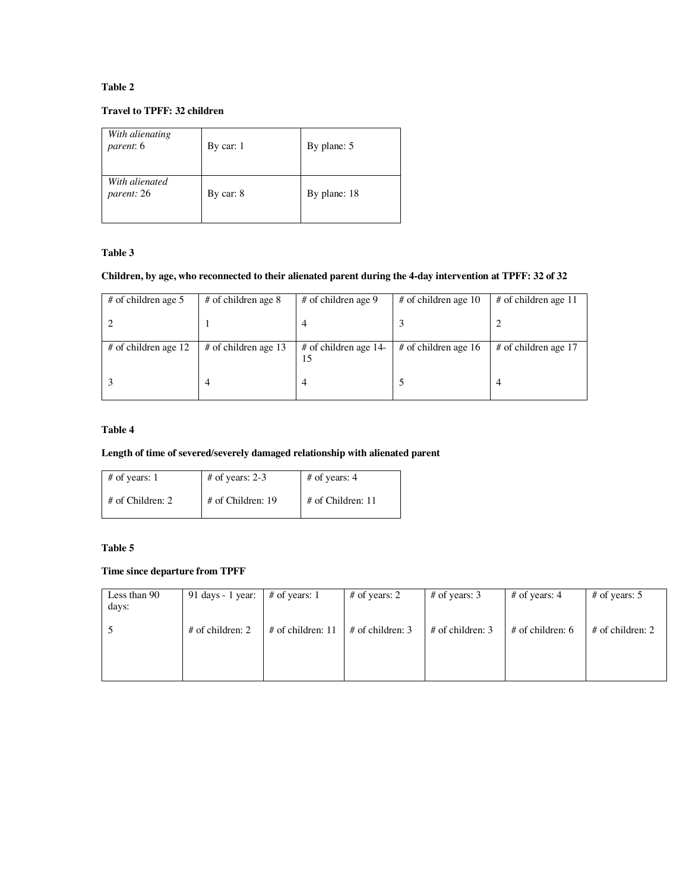**Table 2**

**Travel to TPFF: 32 children**

| | | |
|---|---|---|
| *With alienating parent*: 6 | By car: 1 | By plane: 5 |
| *With alienated parent:* 26 | By car: 8 | By plane: 18 |

**Table 3**

**Children, by age, who reconnected to their alienated parent during the 4-day intervention at TPFF: 32 of 32**

| | | | | |
|---|---|---|---|---|
| # of children age 5 | # of children age 8 | # of children age 9 | # of children age 10 | # of children age 11 |
| 2 | 1 | 4 | 3 | 2 |
| # of children age 12 | # of children age 13 | # of children age 14-15 | # of children age 16 | # of children age 17 |
| 3 | 4 | 4 | 5 | 4 |

**Table 4**

**Length of time of severed/severely damaged relationship with alienated parent**

| | | |
|---|---|---|
| # of years: 1 | # of years: 2-3 | # of years: 4 |
| # of Children: 2 | # of Children: 19 | # of Children: 11 |

**Table 5**

**Time since departure from TPFF**

| | | | | | | |
|---|---|---|---|---|---|---|
| Less than 90 days: | 91 days - 1 year: | # of years: 1 | # of years: 2 | # of years: 3 | # of years: 4 | # of years: 5 |
| 5 | # of children: 2 | # of children: 11 | # of children: 3 | # of children: 3 | # of children: 6 | # of children: 2 |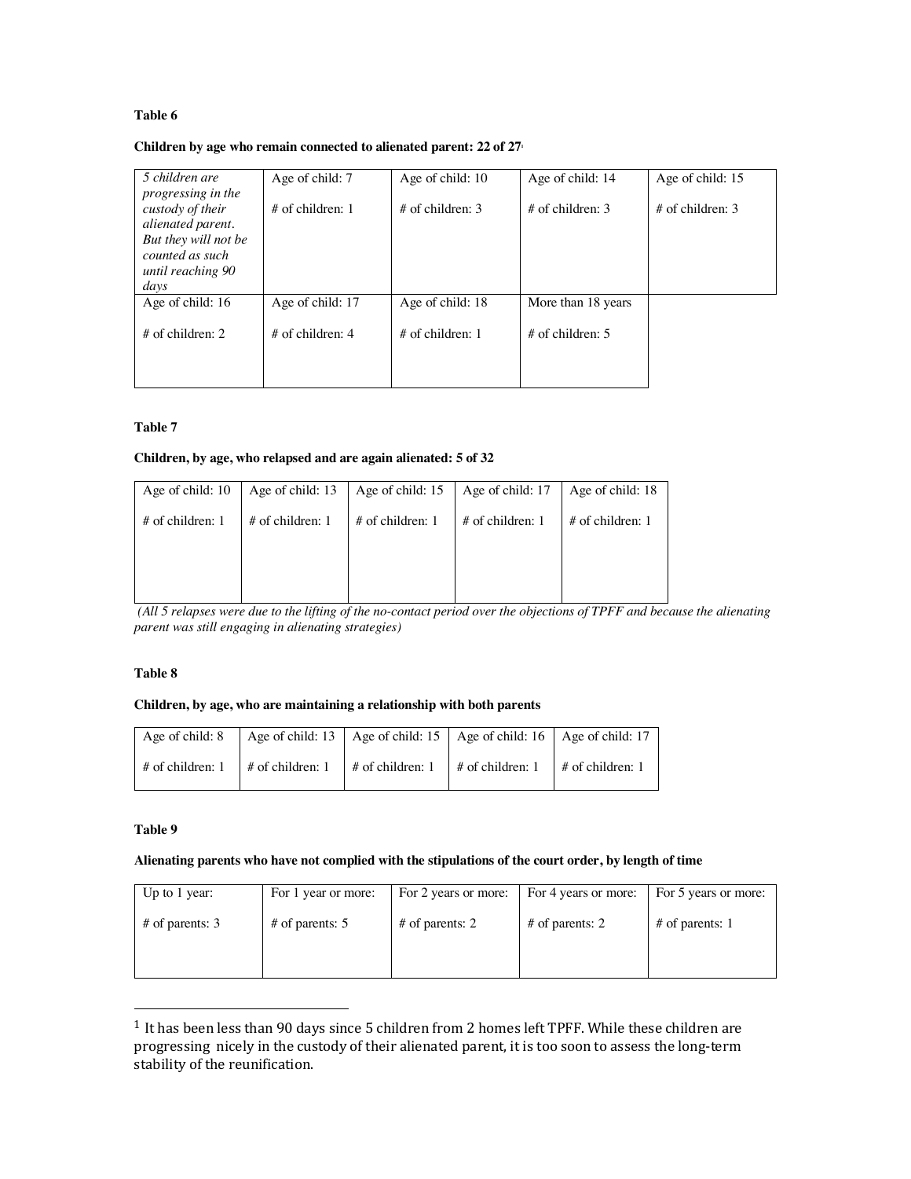**Table 6**

**Children by age who remain connected to alienated parent: 22 of 27**[1]

| | | | | |
|---|---|---|---|---|
| *5 children are progressing in the custody of their alienated parent. But they will not be counted as such until reaching 90 days* | Age of child: 7<br><br># of children: 1 | Age of child: 10<br><br># of children: 3 | Age of child: 14<br><br># of children: 3 | Age of child: 15<br><br># of children: 3 |
| Age of child: 16<br><br># of children: 2 | Age of child: 17<br><br># of children: 4 | Age of child: 18<br><br># of children: 1 | More than 18 years<br><br># of children: 5 | |

**Table 7**

**Children, by age, who relapsed and are again alienated: 5 of 32**

| | | | | |
|---|---|---|---|---|
| Age of child: 10<br><br># of children: 1 | Age of child: 13<br><br># of children: 1 | Age of child: 15<br><br># of children: 1 | Age of child: 17<br><br># of children: 1 | Age of child: 18<br><br># of children: 1 |

*(All 5 relapses were due to the lifting of the no-contact period over the objections of TPFF and because the alienating parent was still engaging in alienating strategies)*

**Table 8**

**Children, by age, who are maintaining a relationship with both parents**

| | | | | |
|---|---|---|---|---|
| Age of child: 8<br><br># of children: 1 | Age of child: 13<br><br># of children: 1 | Age of child: 15<br><br># of children: 1 | Age of child: 16<br><br># of children: 1 | Age of child: 17<br><br># of children: 1 |

**Table 9**

**Alienating parents who have not complied with the stipulations of the court order, by length of time**

| | | | | |
|---|---|---|---|---|
| Up to 1 year:<br><br># of parents: 3 | For 1 year or more:<br><br># of parents: 5 | For 2 years or more:<br><br># of parents: 2 | For 4 years or more:<br><br># of parents: 2 | For 5 years or more:<br><br># of parents: 1 |

---

[1] It has been less than 90 days since 5 children from 2 homes left TPFF. While these children are progressing nicely in the custody of their alienated parent, it is too soon to assess the long-term stability of the reunification.